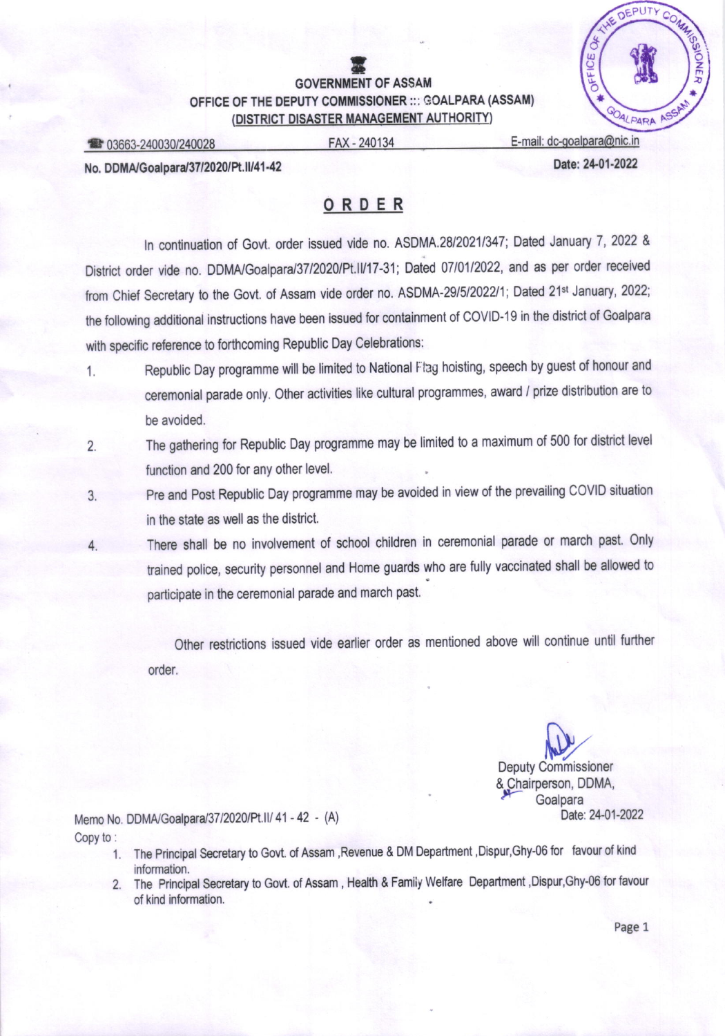**GOVERNMENT OF ASSAM**
**OFFICE OF THE DEPUTY COMMISSIONER ::: GOALPARA (ASSAM)**
**(DISTRICT DISASTER MANAGEMENT AUTHORITY)**

☎ 03663-240030/240028 FAX - 240134 E-mail: dc-goalpara@nic.in

**No. DDMA/Goalpara/37/2020/Pt.II/41-42** **Date: 24-01-2022**

# ORDER

In continuation of Govt. order issued vide no. ASDMA.28/2021/347; Dated January 7, 2022 & District order vide no. DDMA/Goalpara/37/2020/Pt.II/17-31; Dated 07/01/2022, and as per order received from Chief Secretary to the Govt. of Assam vide order no. ASDMA-29/5/2022/1; Dated 21st January, 2022; the following additional instructions have been issued for containment of COVID-19 in the district of Goalpara with specific reference to forthcoming Republic Day Celebrations:

1. Republic Day programme will be limited to National Flag hoisting, speech by guest of honour and ceremonial parade only. Other activities like cultural programmes, award / prize distribution are to be avoided.
2. The gathering for Republic Day programme may be limited to a maximum of 500 for district level function and 200 for any other level.
3. Pre and Post Republic Day programme may be avoided in view of the prevailing COVID situation in the state as well as the district.
4. There shall be no involvement of school children in ceremonial parade or march past. Only trained police, security personnel and Home guards who are fully vaccinated shall be allowed to participate in the ceremonial parade and march past.

Other restrictions issued vide earlier order as mentioned above will continue until further order.

Deputy Commissioner
& Chairperson, DDMA,
Goalpara

Memo No. DDMA/Goalpara/37/2020/Pt.II/ 41 - 42 - (A) Date: 24-01-2022

Copy to :

1. The Principal Secretary to Govt. of Assam ,Revenue & DM Department ,Dispur,Ghy-06 for favour of kind information.
2. The Principal Secretary to Govt. of Assam , Health & Family Welfare Department ,Dispur,Ghy-06 for favour of kind information.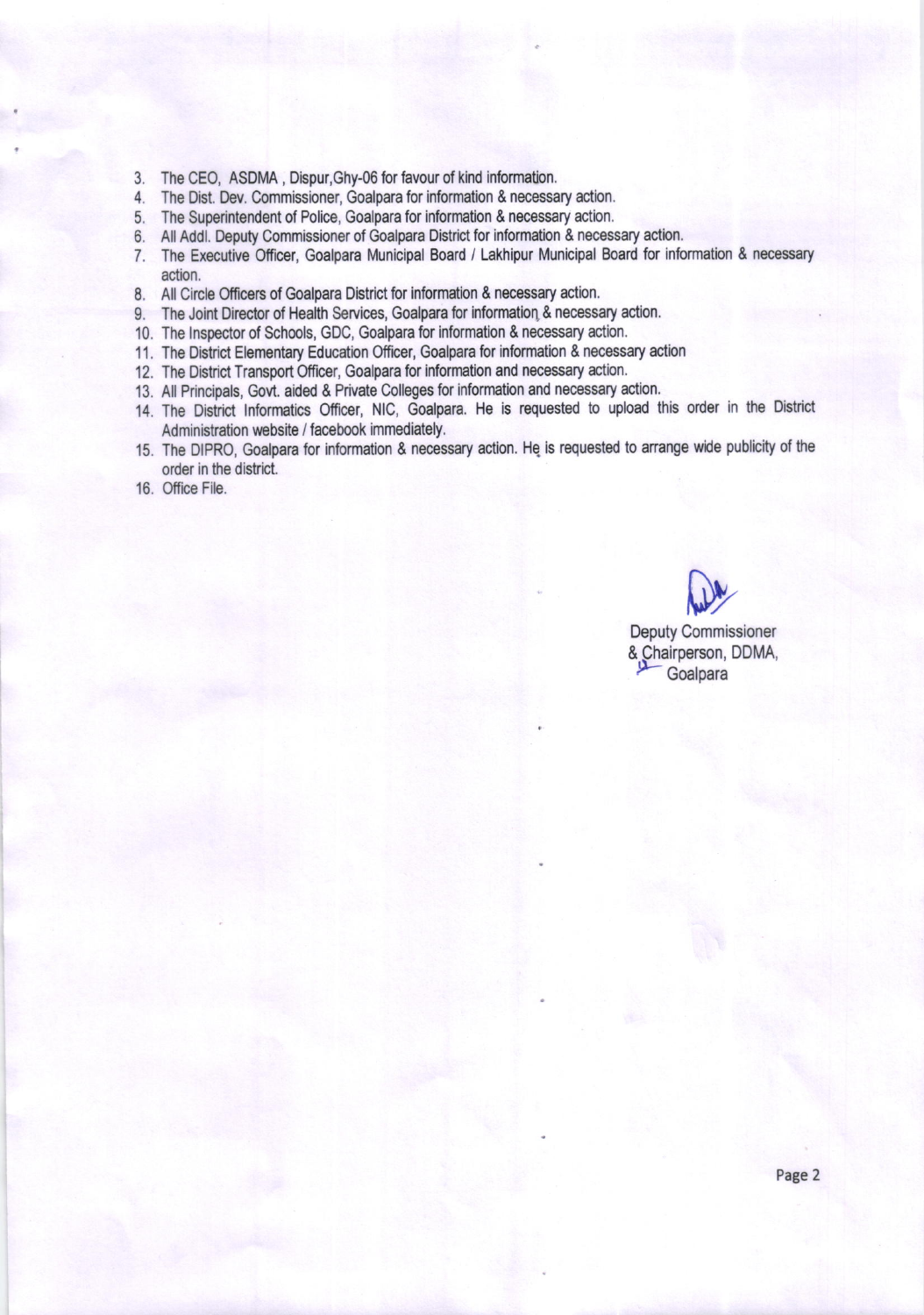3. The CEO, ASDMA , Dispur,Ghy-06 for favour of kind information.
4. The Dist. Dev. Commissioner, Goalpara for information & necessary action.
5. The Superintendent of Police, Goalpara for information & necessary action.
6. All Addl. Deputy Commissioner of Goalpara District for information & necessary action.
7. The Executive Officer, Goalpara Municipal Board / Lakhipur Municipal Board for information & necessary action.
8. All Circle Officers of Goalpara District for information & necessary action.
9. The Joint Director of Health Services, Goalpara for information & necessary action.
10. The Inspector of Schools, GDC, Goalpara for information & necessary action.
11. The District Elementary Education Officer, Goalpara for information & necessary action
12. The District Transport Officer, Goalpara for information and necessary action.
13. All Principals, Govt. aided & Private Colleges for information and necessary action.
14. The District Informatics Officer, NIC, Goalpara. He is requested to upload this order in the District Administration website / facebook immediately.
15. The DIPRO, Goalpara for information & necessary action. He is requested to arrange wide publicity of the order in the district.
16. Office File.

Deputy Commissioner
& Chairperson, DDMA,
Goalpara